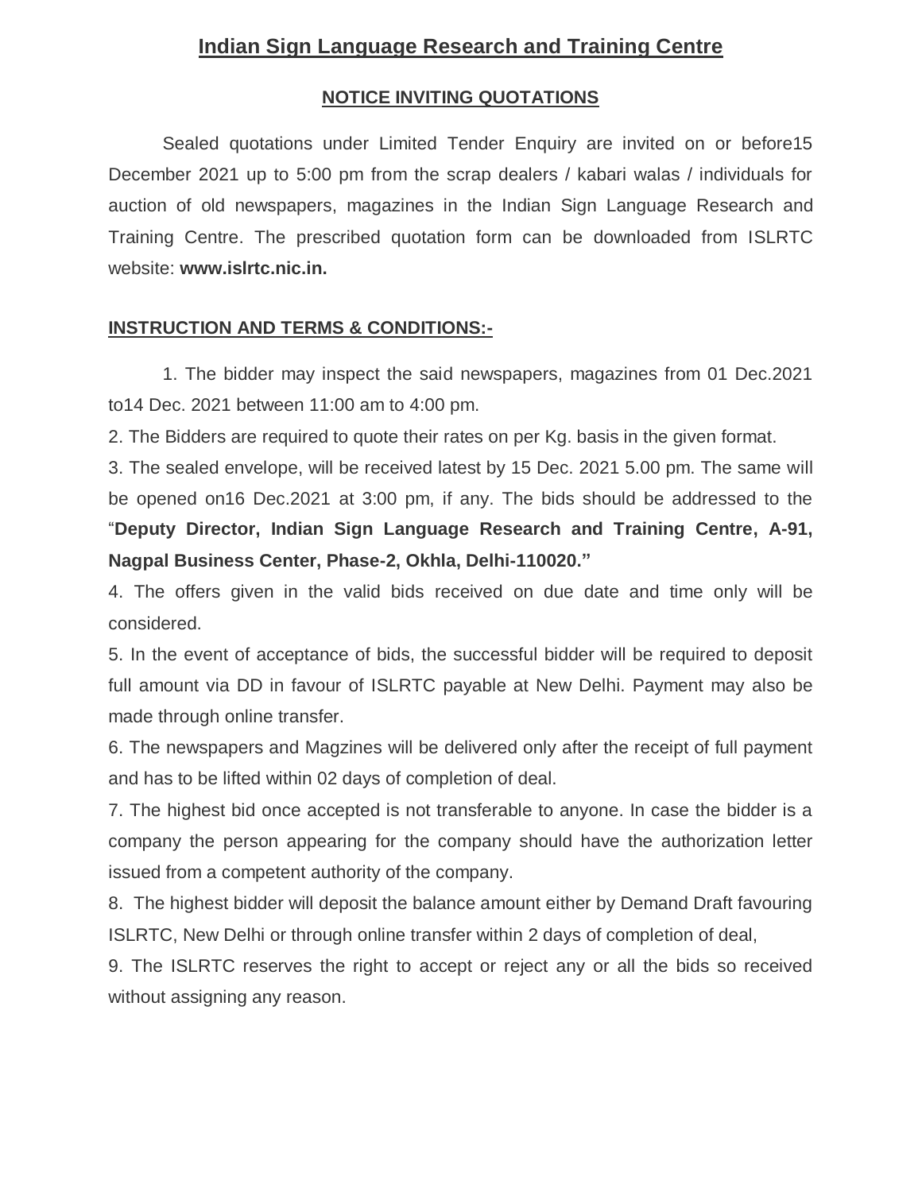# Indian Sign Language Research and Training Centre

## NOTICE INVITING QUOTATIONS

Sealed quotations under Limited Tender Enquiry are invited on or before15 December 2021 up to 5:00 pm from the scrap dealers / kabari walas / individuals for auction of old newspapers, magazines in the Indian Sign Language Research and Training Centre. The prescribed quotation form can be downloaded from ISLRTC website: **www.islrtc.nic.in.**

### INSTRUCTION AND TERMS & CONDITIONS:-

1. The bidder may inspect the said newspapers, magazines from 01 Dec.2021 to14 Dec. 2021 between 11:00 am to 4:00 pm.
2. The Bidders are required to quote their rates on per Kg. basis in the given format.
3. The sealed envelope, will be received latest by 15 Dec. 2021 5.00 pm. The same will be opened on16 Dec.2021 at 3:00 pm, if any. The bids should be addressed to the "**Deputy Director, Indian Sign Language Research and Training Centre, A-91, Nagpal Business Center, Phase-2, Okhla, Delhi-110020."**
4. The offers given in the valid bids received on due date and time only will be considered.
5. In the event of acceptance of bids, the successful bidder will be required to deposit full amount via DD in favour of ISLRTC payable at New Delhi. Payment may also be made through online transfer.
6. The newspapers and Magzines will be delivered only after the receipt of full payment and has to be lifted within 02 days of completion of deal.
7. The highest bid once accepted is not transferable to anyone. In case the bidder is a company the person appearing for the company should have the authorization letter issued from a competent authority of the company.
8. The highest bidder will deposit the balance amount either by Demand Draft favouring ISLRTC, New Delhi or through online transfer within 2 days of completion of deal,
9. The ISLRTC reserves the right to accept or reject any or all the bids so received without assigning any reason.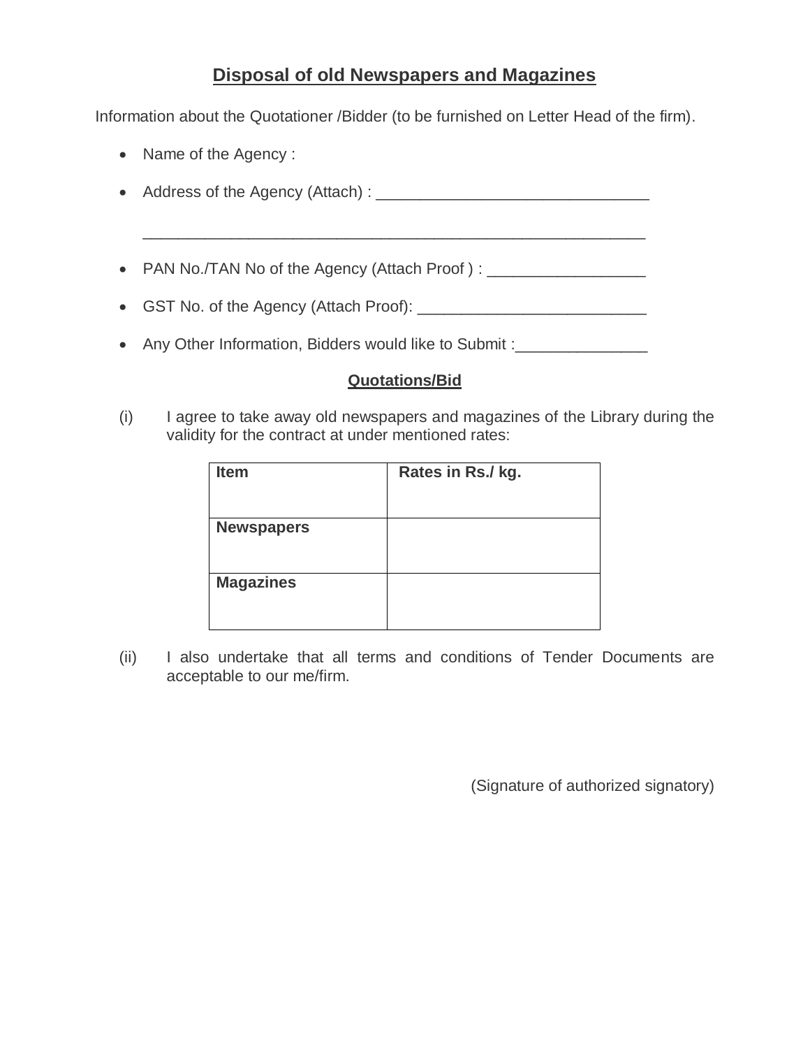## Disposal of old Newspapers and Magazines

Information about the Quotationer /Bidder (to be furnished on Letter Head of the firm).

- Name of the Agency :
- Address of the Agency (Attach) : _______________________________

  _________________________________________________________
- PAN No./TAN No of the Agency (Attach Proof ) : __________________
- GST No. of the Agency (Attach Proof): __________________________
- Any Other Information, Bidders would like to Submit :_______________

**Quotations/Bid**

(i) I agree to take away old newspapers and magazines of the Library during the validity for the contract at under mentioned rates:

| **Item** | **Rates in Rs./ kg.** |
|---|---|
| **Newspapers** | |
| **Magazines** | |

(ii) I also undertake that all terms and conditions of Tender Documents are acceptable to our me/firm.

(Signature of authorized signatory)